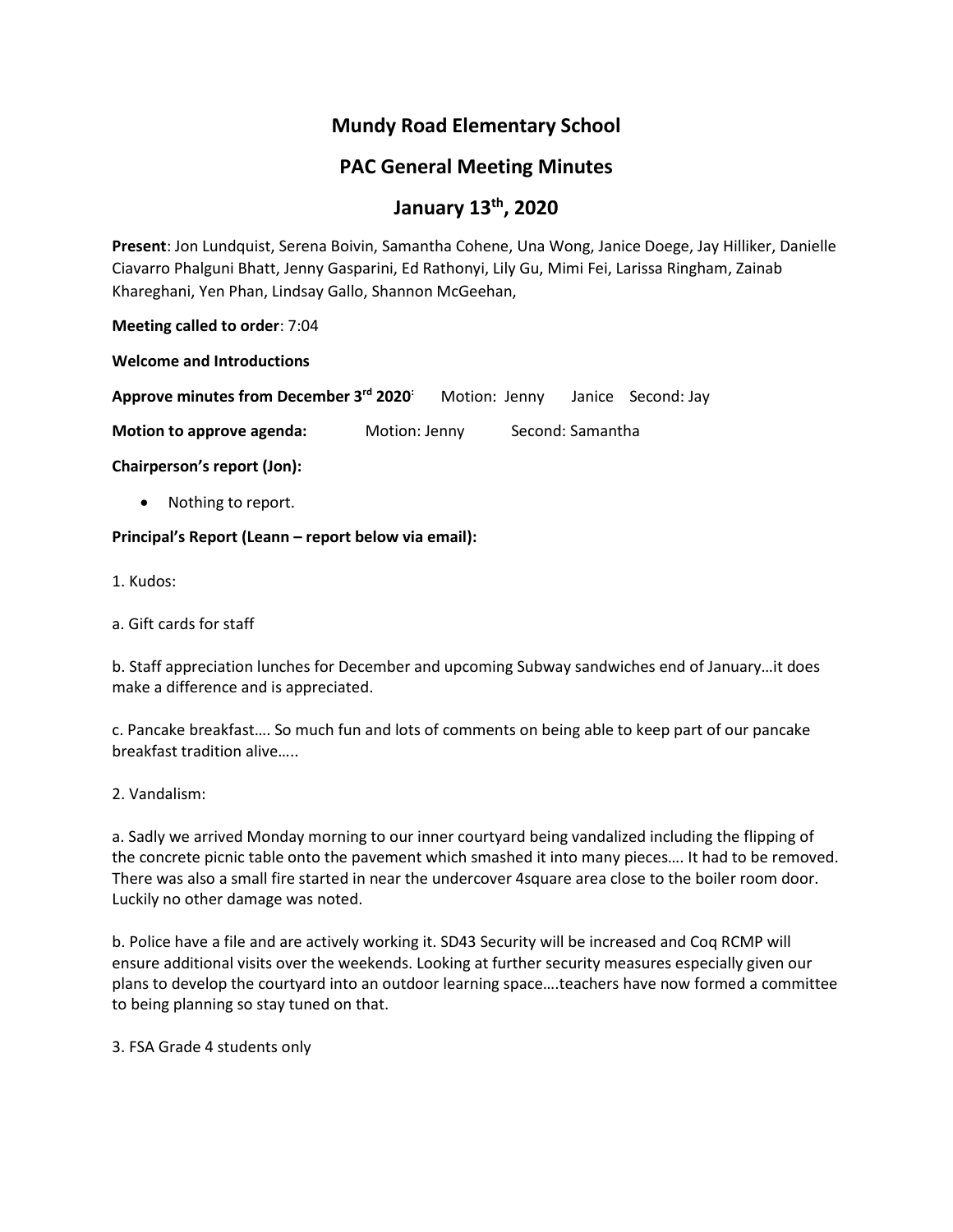# Mundy Road Elementary School

## PAC General Meeting Minutes

## January 13th, 2020

**Present**: Jon Lundquist, Serena Boivin, Samantha Cohene, Una Wong, Janice Doege, Jay Hilliker, Danielle Ciavarro Phalguni Bhatt, Jenny Gasparini, Ed Rathonyi, Lily Gu, Mimi Fei, Larissa Ringham, Zainab Khareghani, Yen Phan, Lindsay Gallo, Shannon McGeehan,

**Meeting called to order**: 7:04

**Welcome and Introductions**

**Approve minutes from December 3rd 2020**: Motion: Jenny Janice Second: Jay

**Motion to approve agenda:** Motion: Jenny Second: Samantha

**Chairperson's report (Jon):**

- Nothing to report.

**Principal's Report (Leann – report below via email):**

1. Kudos:

a. Gift cards for staff

b. Staff appreciation lunches for December and upcoming Subway sandwiches end of January…it does make a difference and is appreciated.

c. Pancake breakfast…. So much fun and lots of comments on being able to keep part of our pancake breakfast tradition alive…..

2. Vandalism:

a. Sadly we arrived Monday morning to our inner courtyard being vandalized including the flipping of the concrete picnic table onto the pavement which smashed it into many pieces…. It had to be removed. There was also a small fire started in near the undercover 4square area close to the boiler room door. Luckily no other damage was noted.

b. Police have a file and are actively working it. SD43 Security will be increased and Coq RCMP will ensure additional visits over the weekends. Looking at further security measures especially given our plans to develop the courtyard into an outdoor learning space….teachers have now formed a committee to being planning so stay tuned on that.

3. FSA Grade 4 students only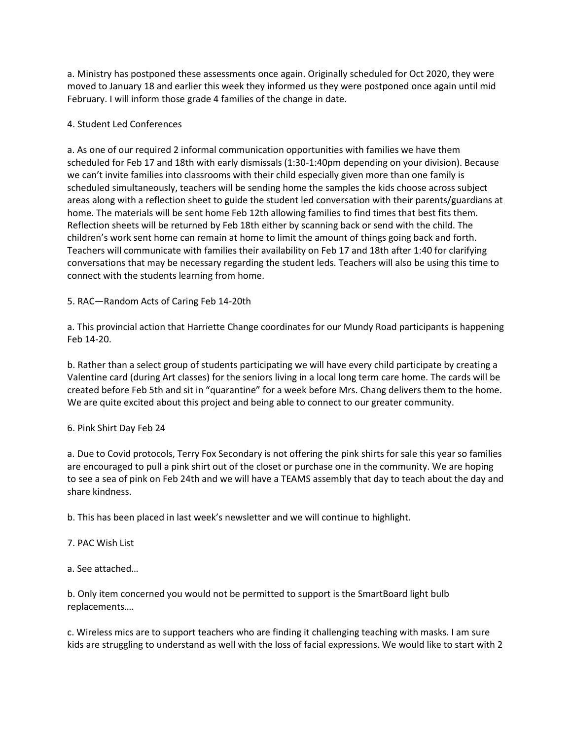a. Ministry has postponed these assessments once again. Originally scheduled for Oct 2020, they were moved to January 18 and earlier this week they informed us they were postponed once again until mid February. I will inform those grade 4 families of the change in date.

4. Student Led Conferences

a. As one of our required 2 informal communication opportunities with families we have them scheduled for Feb 17 and 18th with early dismissals (1:30-1:40pm depending on your division). Because we can't invite families into classrooms with their child especially given more than one family is scheduled simultaneously, teachers will be sending home the samples the kids choose across subject areas along with a reflection sheet to guide the student led conversation with their parents/guardians at home. The materials will be sent home Feb 12th allowing families to find times that best fits them. Reflection sheets will be returned by Feb 18th either by scanning back or send with the child. The children's work sent home can remain at home to limit the amount of things going back and forth. Teachers will communicate with families their availability on Feb 17 and 18th after 1:40 for clarifying conversations that may be necessary regarding the student leds. Teachers will also be using this time to connect with the students learning from home.

5. RAC—Random Acts of Caring Feb 14-20th

a. This provincial action that Harriette Change coordinates for our Mundy Road participants is happening Feb 14-20.

b. Rather than a select group of students participating we will have every child participate by creating a Valentine card (during Art classes) for the seniors living in a local long term care home. The cards will be created before Feb 5th and sit in "quarantine" for a week before Mrs. Chang delivers them to the home. We are quite excited about this project and being able to connect to our greater community.

6. Pink Shirt Day Feb 24

a. Due to Covid protocols, Terry Fox Secondary is not offering the pink shirts for sale this year so families are encouraged to pull a pink shirt out of the closet or purchase one in the community. We are hoping to see a sea of pink on Feb 24th and we will have a TEAMS assembly that day to teach about the day and share kindness.

b. This has been placed in last week's newsletter and we will continue to highlight.

7. PAC Wish List

a. See attached…

b. Only item concerned you would not be permitted to support is the SmartBoard light bulb replacements….

c. Wireless mics are to support teachers who are finding it challenging teaching with masks. I am sure kids are struggling to understand as well with the loss of facial expressions. We would like to start with 2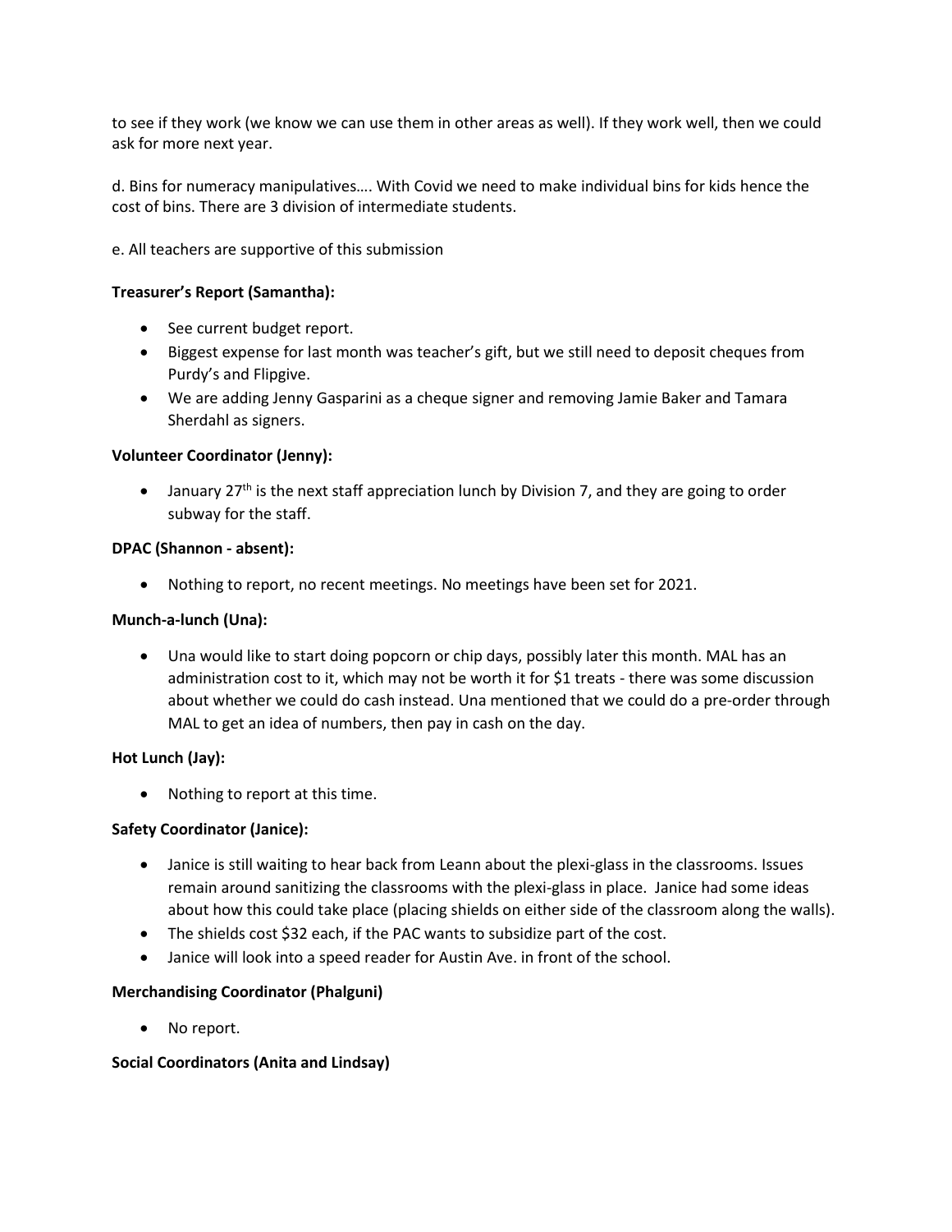to see if they work (we know we can use them in other areas as well). If they work well, then we could ask for more next year.

d. Bins for numeracy manipulatives…. With Covid we need to make individual bins for kids hence the cost of bins. There are 3 division of intermediate students.

e. All teachers are supportive of this submission

**Treasurer's Report (Samantha):**

- See current budget report.
- Biggest expense for last month was teacher's gift, but we still need to deposit cheques from Purdy's and Flipgive.
- We are adding Jenny Gasparini as a cheque signer and removing Jamie Baker and Tamara Sherdahl as signers.

**Volunteer Coordinator (Jenny):**

- January 27th is the next staff appreciation lunch by Division 7, and they are going to order subway for the staff.

**DPAC (Shannon - absent):**

- Nothing to report, no recent meetings. No meetings have been set for 2021.

**Munch-a-lunch (Una):**

- Una would like to start doing popcorn or chip days, possibly later this month. MAL has an administration cost to it, which may not be worth it for $1 treats - there was some discussion about whether we could do cash instead. Una mentioned that we could do a pre-order through MAL to get an idea of numbers, then pay in cash on the day.

**Hot Lunch (Jay):**

- Nothing to report at this time.

**Safety Coordinator (Janice):**

- Janice is still waiting to hear back from Leann about the plexi-glass in the classrooms. Issues remain around sanitizing the classrooms with the plexi-glass in place. Janice had some ideas about how this could take place (placing shields on either side of the classroom along the walls).
- The shields cost $32 each, if the PAC wants to subsidize part of the cost.
- Janice will look into a speed reader for Austin Ave. in front of the school.

**Merchandising Coordinator (Phalguni)**

- No report.

**Social Coordinators (Anita and Lindsay)**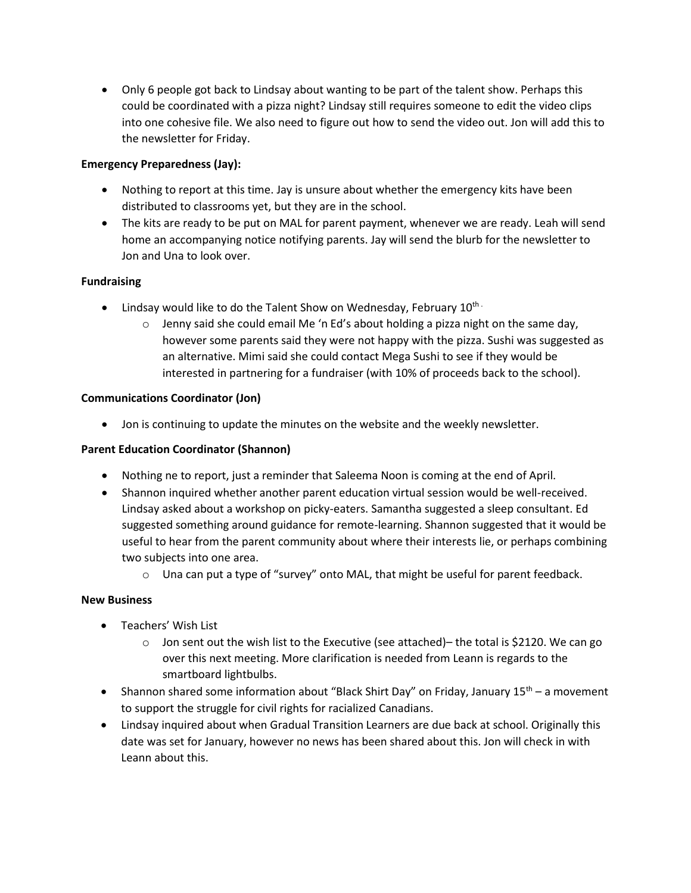- Only 6 people got back to Lindsay about wanting to be part of the talent show. Perhaps this could be coordinated with a pizza night? Lindsay still requires someone to edit the video clips into one cohesive file. We also need to figure out how to send the video out. Jon will add this to the newsletter for Friday.

**Emergency Preparedness (Jay):**

- Nothing to report at this time. Jay is unsure about whether the emergency kits have been distributed to classrooms yet, but they are in the school.
- The kits are ready to be put on MAL for parent payment, whenever we are ready. Leah will send home an accompanying notice notifying parents. Jay will send the blurb for the newsletter to Jon and Una to look over.

**Fundraising**

- Lindsay would like to do the Talent Show on Wednesday, February 10th.
    - Jenny said she could email Me 'n Ed's about holding a pizza night on the same day, however some parents said they were not happy with the pizza. Sushi was suggested as an alternative. Mimi said she could contact Mega Sushi to see if they would be interested in partnering for a fundraiser (with 10% of proceeds back to the school).

**Communications Coordinator (Jon)**

- Jon is continuing to update the minutes on the website and the weekly newsletter.

**Parent Education Coordinator (Shannon)**

- Nothing ne to report, just a reminder that Saleema Noon is coming at the end of April.
- Shannon inquired whether another parent education virtual session would be well-received. Lindsay asked about a workshop on picky-eaters. Samantha suggested a sleep consultant. Ed suggested something around guidance for remote-learning. Shannon suggested that it would be useful to hear from the parent community about where their interests lie, or perhaps combining two subjects into one area.
    - Una can put a type of "survey" onto MAL, that might be useful for parent feedback.

**New Business**

- Teachers' Wish List
    - Jon sent out the wish list to the Executive (see attached)– the total is $2120. We can go over this next meeting. More clarification is needed from Leann is regards to the smartboard lightbulbs.
- Shannon shared some information about "Black Shirt Day" on Friday, January 15th – a movement to support the struggle for civil rights for racialized Canadians.
- Lindsay inquired about when Gradual Transition Learners are due back at school. Originally this date was set for January, however no news has been shared about this. Jon will check in with Leann about this.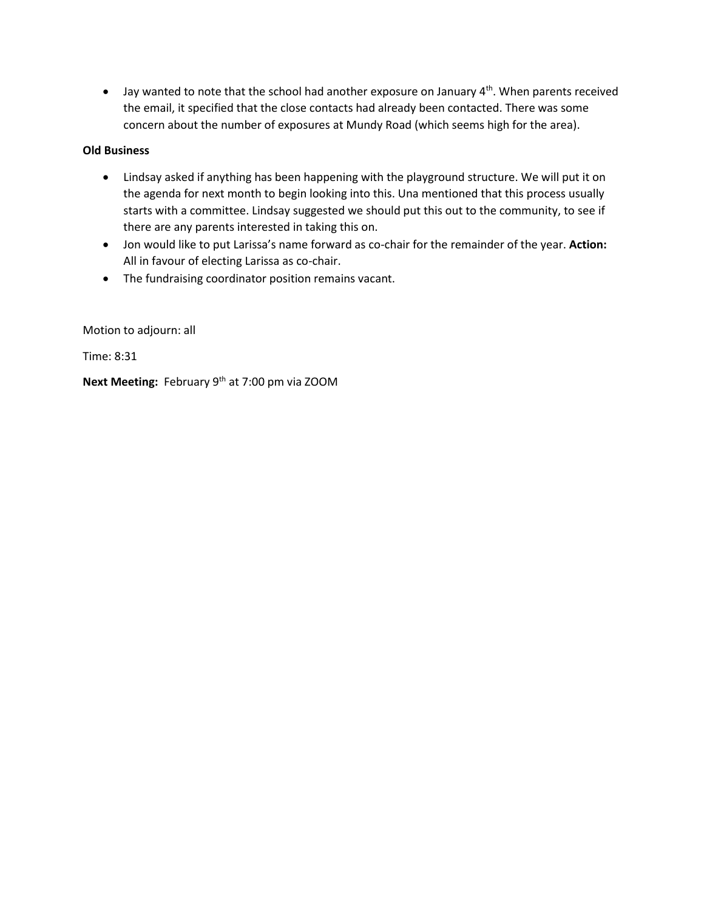- Jay wanted to note that the school had another exposure on January 4th. When parents received the email, it specified that the close contacts had already been contacted. There was some concern about the number of exposures at Mundy Road (which seems high for the area).

**Old Business**

- Lindsay asked if anything has been happening with the playground structure. We will put it on the agenda for next month to begin looking into this. Una mentioned that this process usually starts with a committee. Lindsay suggested we should put this out to the community, to see if there are any parents interested in taking this on.
- Jon would like to put Larissa's name forward as co-chair for the remainder of the year. **Action:** All in favour of electing Larissa as co-chair.
- The fundraising coordinator position remains vacant.

Motion to adjourn: all

Time: 8:31

**Next Meeting:** February 9th at 7:00 pm via ZOOM